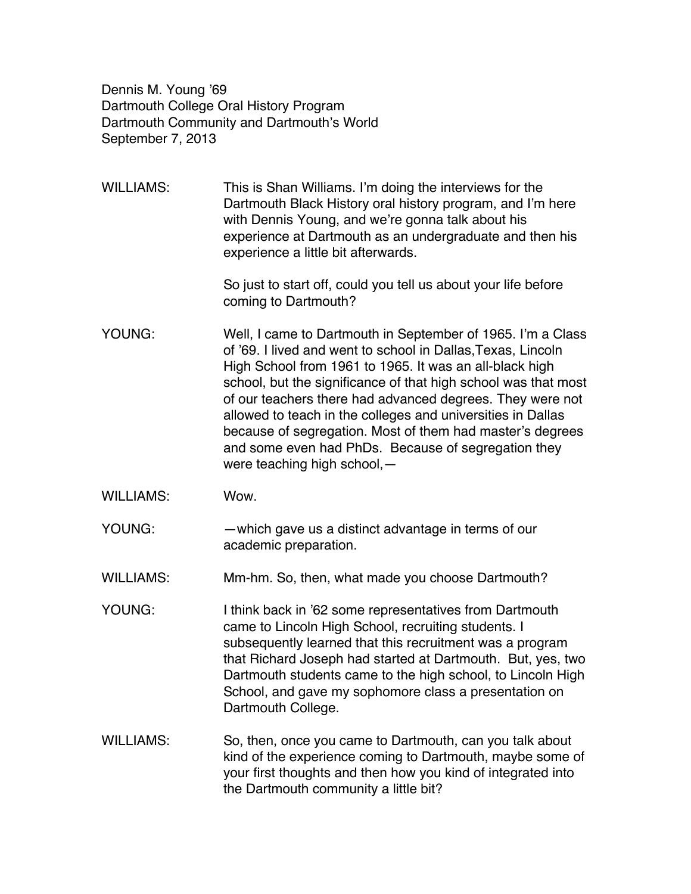Dennis M. Young '69
Dartmouth College Oral History Program
Dartmouth Community and Dartmouth's World
September 7, 2013

WILLIAMS: This is Shan Williams. I'm doing the interviews for the Dartmouth Black History oral history program, and I'm here with Dennis Young, and we're gonna talk about his experience at Dartmouth as an undergraduate and then his experience a little bit afterwards.

So just to start off, could you tell us about your life before coming to Dartmouth?

YOUNG: Well, I came to Dartmouth in September of 1965. I'm a Class of '69. I lived and went to school in Dallas,Texas, Lincoln High School from 1961 to 1965. It was an all-black high school, but the significance of that high school was that most of our teachers there had advanced degrees. They were not allowed to teach in the colleges and universities in Dallas because of segregation. Most of them had master's degrees and some even had PhDs. Because of segregation they were teaching high school,—

WILLIAMS: Wow.

YOUNG: —which gave us a distinct advantage in terms of our academic preparation.

WILLIAMS: Mm-hm. So, then, what made you choose Dartmouth?

YOUNG: I think back in '62 some representatives from Dartmouth came to Lincoln High School, recruiting students. I subsequently learned that this recruitment was a program that Richard Joseph had started at Dartmouth. But, yes, two Dartmouth students came to the high school, to Lincoln High School, and gave my sophomore class a presentation on Dartmouth College.

WILLIAMS: So, then, once you came to Dartmouth, can you talk about kind of the experience coming to Dartmouth, maybe some of your first thoughts and then how you kind of integrated into the Dartmouth community a little bit?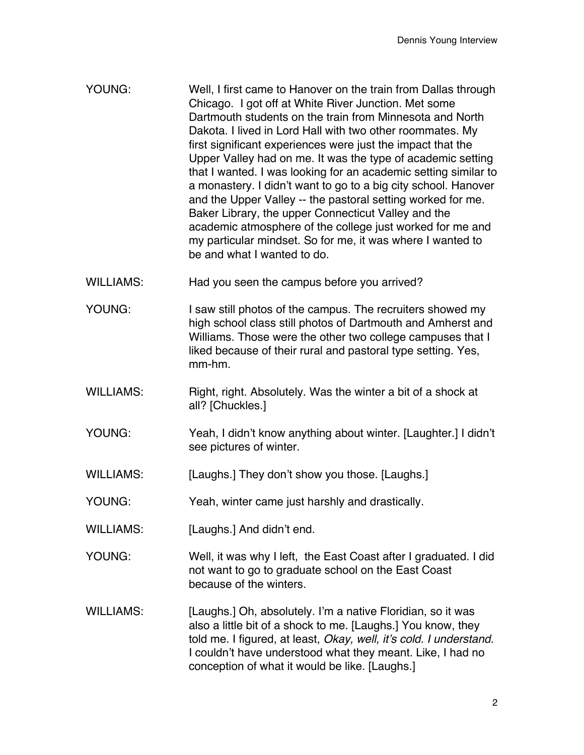YOUNG: Well, I first came to Hanover on the train from Dallas through Chicago. I got off at White River Junction. Met some Dartmouth students on the train from Minnesota and North Dakota. I lived in Lord Hall with two other roommates. My first significant experiences were just the impact that the Upper Valley had on me. It was the type of academic setting that I wanted. I was looking for an academic setting similar to a monastery. I didn't want to go to a big city school. Hanover and the Upper Valley -- the pastoral setting worked for me. Baker Library, the upper Connecticut Valley and the academic atmosphere of the college just worked for me and my particular mindset. So for me, it was where I wanted to be and what I wanted to do.

WILLIAMS: Had you seen the campus before you arrived?

YOUNG: I saw still photos of the campus. The recruiters showed my high school class still photos of Dartmouth and Amherst and Williams. Those were the other two college campuses that I liked because of their rural and pastoral type setting. Yes, mm-hm.

WILLIAMS: Right, right. Absolutely. Was the winter a bit of a shock at all? [Chuckles.]

YOUNG: Yeah, I didn't know anything about winter. [Laughter.] I didn't see pictures of winter.

WILLIAMS: [Laughs.] They don't show you those. [Laughs.]

YOUNG: Yeah, winter came just harshly and drastically.

WILLIAMS: [Laughs.] And didn't end.

YOUNG: Well, it was why I left, the East Coast after I graduated. I did not want to go to graduate school on the East Coast because of the winters.

WILLIAMS: [Laughs.] Oh, absolutely. I'm a native Floridian, so it was also a little bit of a shock to me. [Laughs.] You know, they told me. I figured, at least, *Okay, well, it's cold. I understand.* I couldn't have understood what they meant. Like, I had no conception of what it would be like. [Laughs.]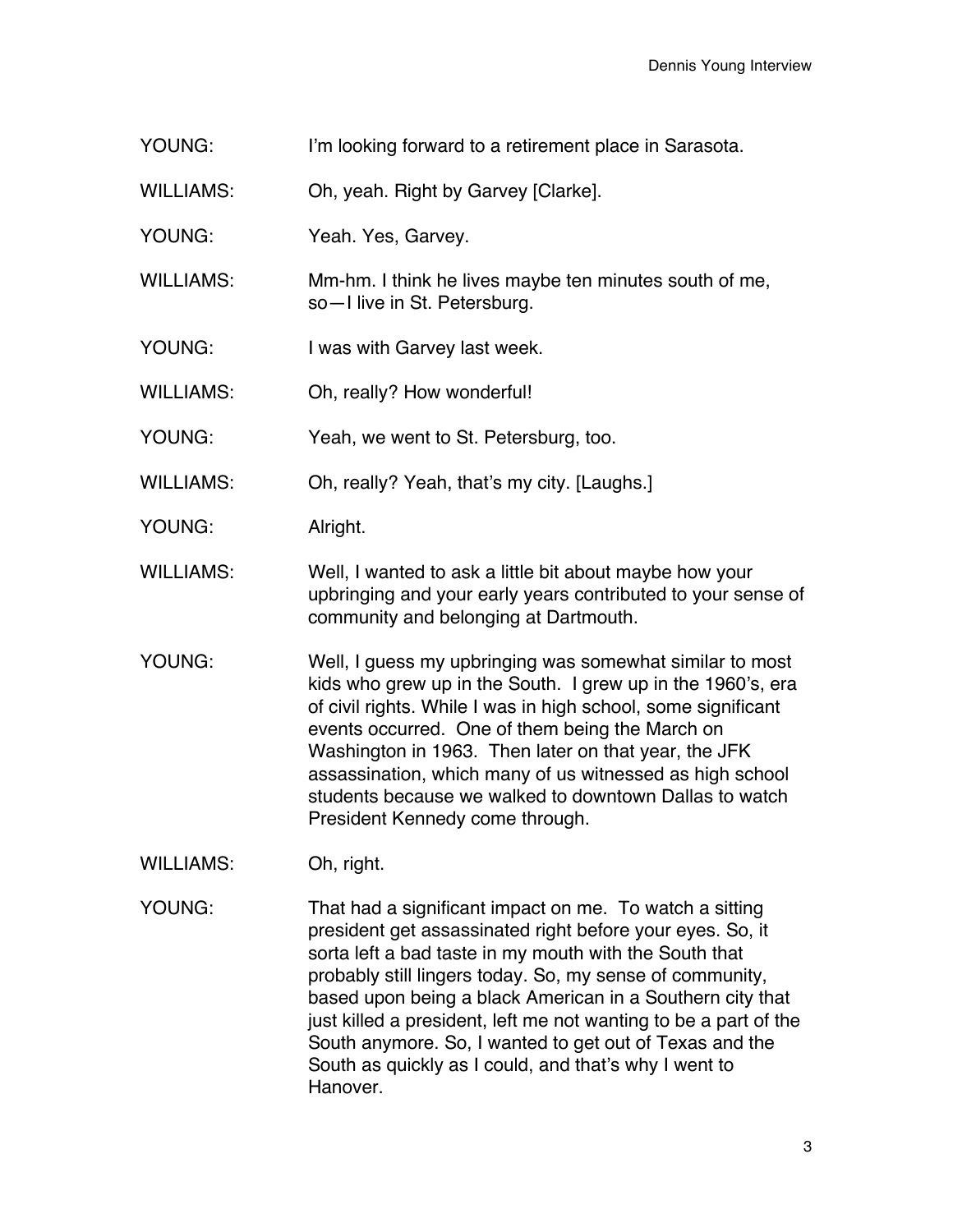YOUNG: I'm looking forward to a retirement place in Sarasota.

WILLIAMS: Oh, yeah. Right by Garvey [Clarke].

YOUNG: Yeah. Yes, Garvey.

WILLIAMS: Mm-hm. I think he lives maybe ten minutes south of me, so—I live in St. Petersburg.

YOUNG: I was with Garvey last week.

WILLIAMS: Oh, really? How wonderful!

YOUNG: Yeah, we went to St. Petersburg, too.

WILLIAMS: Oh, really? Yeah, that's my city. [Laughs.]

YOUNG: Alright.

WILLIAMS: Well, I wanted to ask a little bit about maybe how your upbringing and your early years contributed to your sense of community and belonging at Dartmouth.

YOUNG: Well, I guess my upbringing was somewhat similar to most kids who grew up in the South. I grew up in the 1960's, era of civil rights. While I was in high school, some significant events occurred. One of them being the March on Washington in 1963. Then later on that year, the JFK assassination, which many of us witnessed as high school students because we walked to downtown Dallas to watch President Kennedy come through.

WILLIAMS: Oh, right.

YOUNG: That had a significant impact on me. To watch a sitting president get assassinated right before your eyes. So, it sorta left a bad taste in my mouth with the South that probably still lingers today. So, my sense of community, based upon being a black American in a Southern city that just killed a president, left me not wanting to be a part of the South anymore. So, I wanted to get out of Texas and the South as quickly as I could, and that's why I went to Hanover.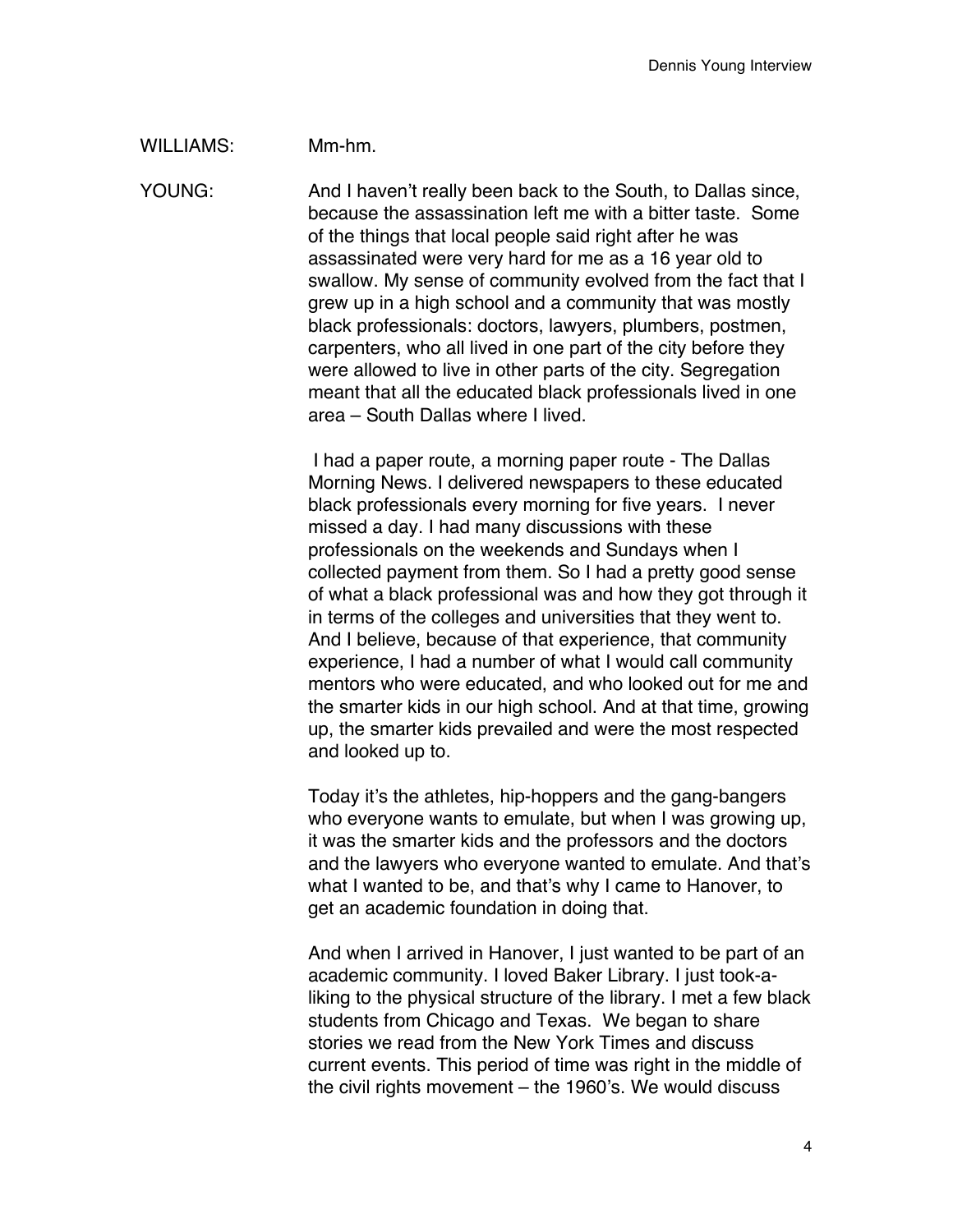WILLIAMS: Mm-hm.

YOUNG: And I haven't really been back to the South, to Dallas since, because the assassination left me with a bitter taste. Some of the things that local people said right after he was assassinated were very hard for me as a 16 year old to swallow. My sense of community evolved from the fact that I grew up in a high school and a community that was mostly black professionals: doctors, lawyers, plumbers, postmen, carpenters, who all lived in one part of the city before they were allowed to live in other parts of the city. Segregation meant that all the educated black professionals lived in one area – South Dallas where I lived.

I had a paper route, a morning paper route - The Dallas Morning News. I delivered newspapers to these educated black professionals every morning for five years. I never missed a day. I had many discussions with these professionals on the weekends and Sundays when I collected payment from them. So I had a pretty good sense of what a black professional was and how they got through it in terms of the colleges and universities that they went to. And I believe, because of that experience, that community experience, I had a number of what I would call community mentors who were educated, and who looked out for me and the smarter kids in our high school. And at that time, growing up, the smarter kids prevailed and were the most respected and looked up to.

Today it's the athletes, hip-hoppers and the gang-bangers who everyone wants to emulate, but when I was growing up, it was the smarter kids and the professors and the doctors and the lawyers who everyone wanted to emulate. And that's what I wanted to be, and that's why I came to Hanover, to get an academic foundation in doing that.

And when I arrived in Hanover, I just wanted to be part of an academic community. I loved Baker Library. I just took-a-liking to the physical structure of the library. I met a few black students from Chicago and Texas. We began to share stories we read from the New York Times and discuss current events. This period of time was right in the middle of the civil rights movement – the 1960's. We would discuss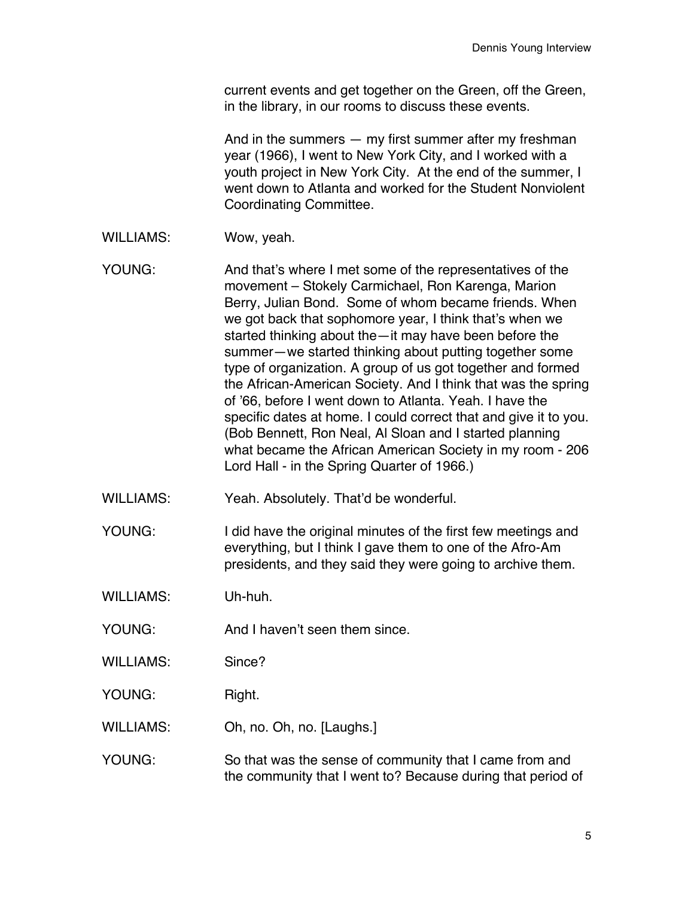current events and get together on the Green, off the Green, in the library, in our rooms to discuss these events.

And in the summers — my first summer after my freshman year (1966), I went to New York City, and I worked with a youth project in New York City. At the end of the summer, I went down to Atlanta and worked for the Student Nonviolent Coordinating Committee.

WILLIAMS: Wow, yeah.

YOUNG: And that's where I met some of the representatives of the movement – Stokely Carmichael, Ron Karenga, Marion Berry, Julian Bond. Some of whom became friends. When we got back that sophomore year, I think that's when we started thinking about the—it may have been before the summer—we started thinking about putting together some type of organization. A group of us got together and formed the African-American Society. And I think that was the spring of '66, before I went down to Atlanta. Yeah. I have the specific dates at home. I could correct that and give it to you. (Bob Bennett, Ron Neal, Al Sloan and I started planning what became the African American Society in my room - 206 Lord Hall - in the Spring Quarter of 1966.)

WILLIAMS: Yeah. Absolutely. That'd be wonderful.

YOUNG: I did have the original minutes of the first few meetings and everything, but I think I gave them to one of the Afro-Am presidents, and they said they were going to archive them.

WILLIAMS: Uh-huh.

YOUNG: And I haven't seen them since.

WILLIAMS: Since?

YOUNG: Right.

WILLIAMS: Oh, no. Oh, no. [Laughs.]

YOUNG: So that was the sense of community that I came from and the community that I went to? Because during that period of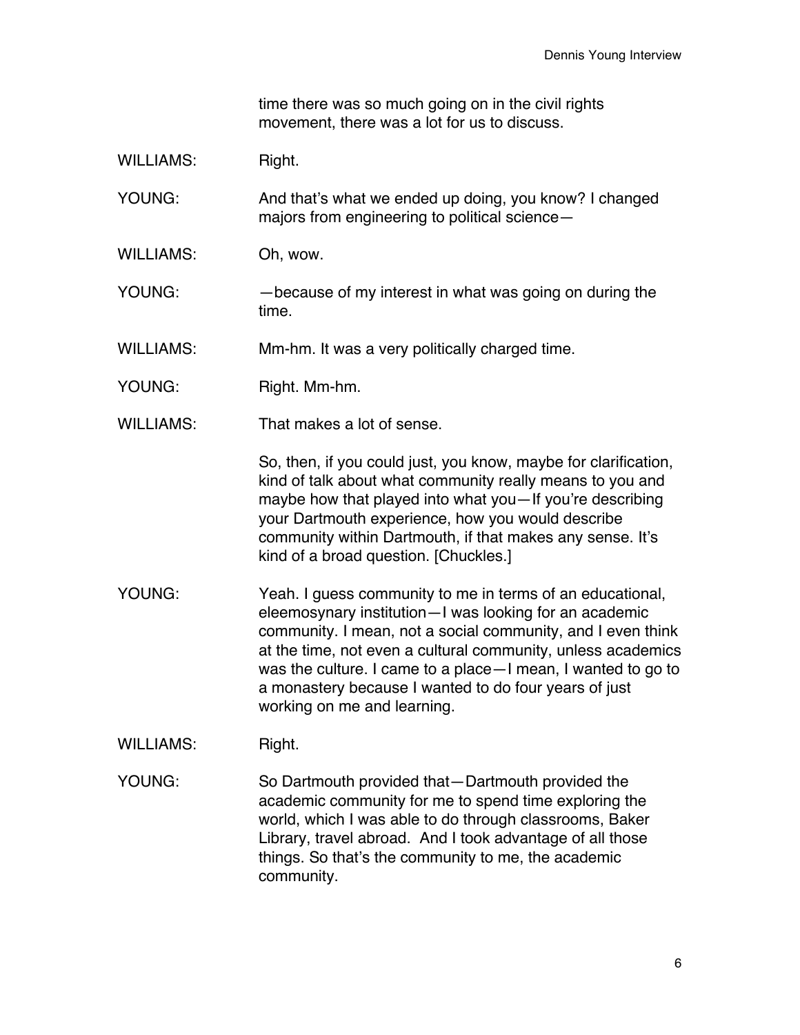time there was so much going on in the civil rights movement, there was a lot for us to discuss.

WILLIAMS: Right.

YOUNG: And that's what we ended up doing, you know? I changed majors from engineering to political science—

WILLIAMS: Oh, wow.

YOUNG: —because of my interest in what was going on during the time.

WILLIAMS: Mm-hm. It was a very politically charged time.

YOUNG: Right. Mm-hm.

WILLIAMS: That makes a lot of sense.

So, then, if you could just, you know, maybe for clarification, kind of talk about what community really means to you and maybe how that played into what you—If you're describing your Dartmouth experience, how you would describe community within Dartmouth, if that makes any sense. It's kind of a broad question. [Chuckles.]

YOUNG: Yeah. I guess community to me in terms of an educational, eleemosynary institution—I was looking for an academic community. I mean, not a social community, and I even think at the time, not even a cultural community, unless academics was the culture. I came to a place—I mean, I wanted to go to a monastery because I wanted to do four years of just working on me and learning.

WILLIAMS: Right.

YOUNG: So Dartmouth provided that—Dartmouth provided the academic community for me to spend time exploring the world, which I was able to do through classrooms, Baker Library, travel abroad. And I took advantage of all those things. So that's the community to me, the academic community.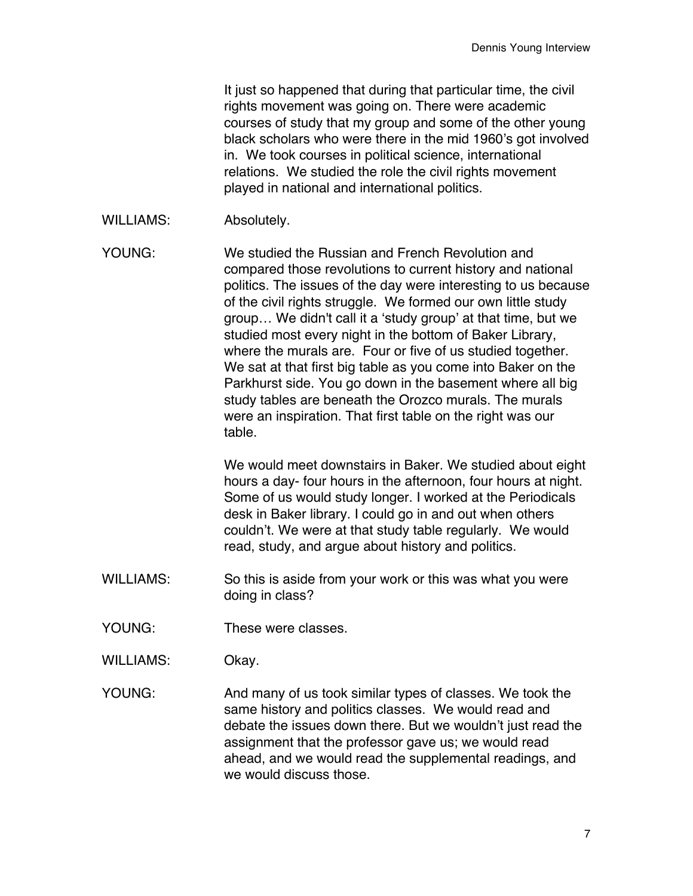It just so happened that during that particular time, the civil rights movement was going on. There were academic courses of study that my group and some of the other young black scholars who were there in the mid 1960's got involved in. We took courses in political science, international relations. We studied the role the civil rights movement played in national and international politics.

WILLIAMS: Absolutely.

YOUNG: We studied the Russian and French Revolution and compared those revolutions to current history and national politics. The issues of the day were interesting to us because of the civil rights struggle. We formed our own little study group… We didn't call it a 'study group' at that time, but we studied most every night in the bottom of Baker Library, where the murals are. Four or five of us studied together. We sat at that first big table as you come into Baker on the Parkhurst side. You go down in the basement where all big study tables are beneath the Orozco murals. The murals were an inspiration. That first table on the right was our table.

We would meet downstairs in Baker. We studied about eight hours a day- four hours in the afternoon, four hours at night. Some of us would study longer. I worked at the Periodicals desk in Baker library. I could go in and out when others couldn't. We were at that study table regularly. We would read, study, and argue about history and politics.

WILLIAMS: So this is aside from your work or this was what you were doing in class?

YOUNG: These were classes.

WILLIAMS: Okay.

YOUNG: And many of us took similar types of classes. We took the same history and politics classes. We would read and debate the issues down there. But we wouldn't just read the assignment that the professor gave us; we would read ahead, and we would read the supplemental readings, and we would discuss those.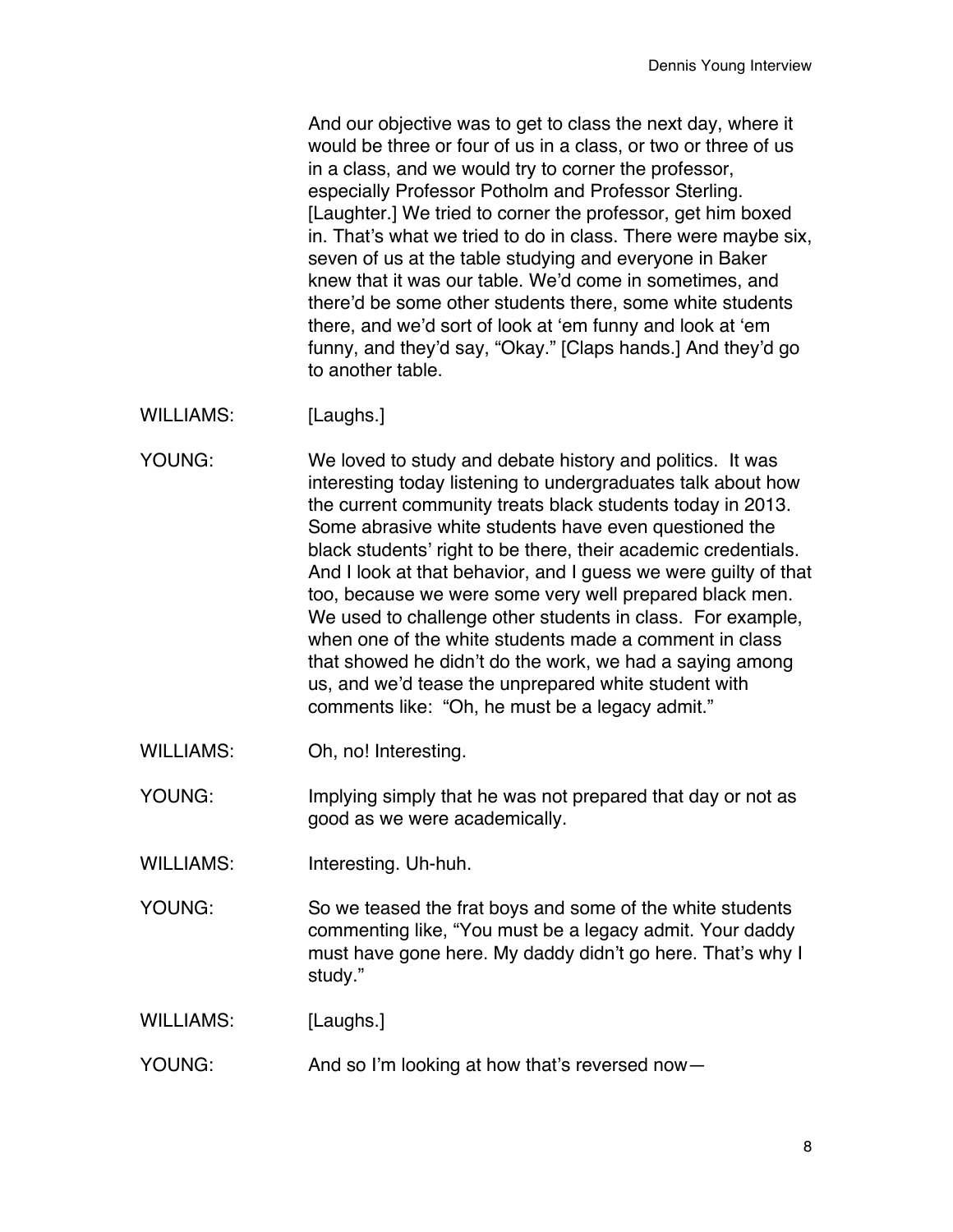And our objective was to get to class the next day, where it would be three or four of us in a class, or two or three of us in a class, and we would try to corner the professor, especially Professor Potholm and Professor Sterling. [Laughter.] We tried to corner the professor, get him boxed in. That's what we tried to do in class. There were maybe six, seven of us at the table studying and everyone in Baker knew that it was our table. We'd come in sometimes, and there'd be some other students there, some white students there, and we'd sort of look at 'em funny and look at 'em funny, and they'd say, "Okay." [Claps hands.] And they'd go to another table.

WILLIAMS: [Laughs.]

YOUNG: We loved to study and debate history and politics. It was interesting today listening to undergraduates talk about how the current community treats black students today in 2013. Some abrasive white students have even questioned the black students' right to be there, their academic credentials. And I look at that behavior, and I guess we were guilty of that too, because we were some very well prepared black men. We used to challenge other students in class. For example, when one of the white students made a comment in class that showed he didn't do the work, we had a saying among us, and we'd tease the unprepared white student with comments like: "Oh, he must be a legacy admit."

WILLIAMS: Oh, no! Interesting.

YOUNG: Implying simply that he was not prepared that day or not as good as we were academically.

WILLIAMS: Interesting. Uh-huh.

YOUNG: So we teased the frat boys and some of the white students commenting like, "You must be a legacy admit. Your daddy must have gone here. My daddy didn't go here. That's why I study."

WILLIAMS: [Laughs.]

YOUNG: And so I'm looking at how that's reversed now—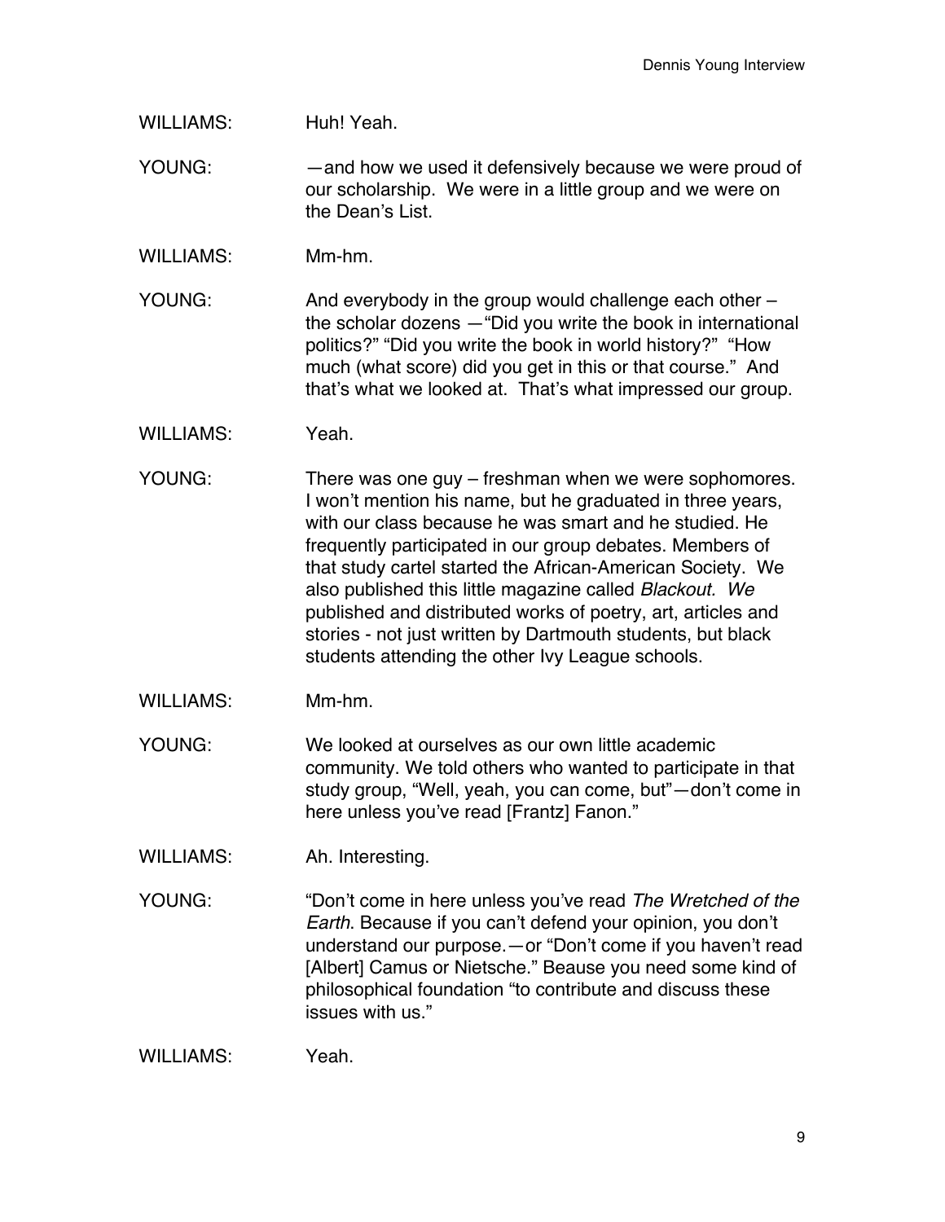WILLIAMS: Huh! Yeah.

YOUNG: —and how we used it defensively because we were proud of our scholarship. We were in a little group and we were on the Dean's List.

WILLIAMS: Mm-hm.

YOUNG: And everybody in the group would challenge each other – the scholar dozens —"Did you write the book in international politics?" "Did you write the book in world history?" "How much (what score) did you get in this or that course." And that's what we looked at. That's what impressed our group.

WILLIAMS: Yeah.

YOUNG: There was one guy – freshman when we were sophomores. I won't mention his name, but he graduated in three years, with our class because he was smart and he studied. He frequently participated in our group debates. Members of that study cartel started the African-American Society. We also published this little magazine called *Blackout. We* published and distributed works of poetry, art, articles and stories - not just written by Dartmouth students, but black students attending the other Ivy League schools.

WILLIAMS: Mm-hm.

YOUNG: We looked at ourselves as our own little academic community. We told others who wanted to participate in that study group, "Well, yeah, you can come, but"—don't come in here unless you've read [Frantz] Fanon."

WILLIAMS: Ah. Interesting.

YOUNG: "Don't come in here unless you've read *The Wretched of the Earth*. Because if you can't defend your opinion, you don't understand our purpose.—or "Don't come if you haven't read [Albert] Camus or Nietsche." Beause you need some kind of philosophical foundation "to contribute and discuss these issues with us."

WILLIAMS: Yeah.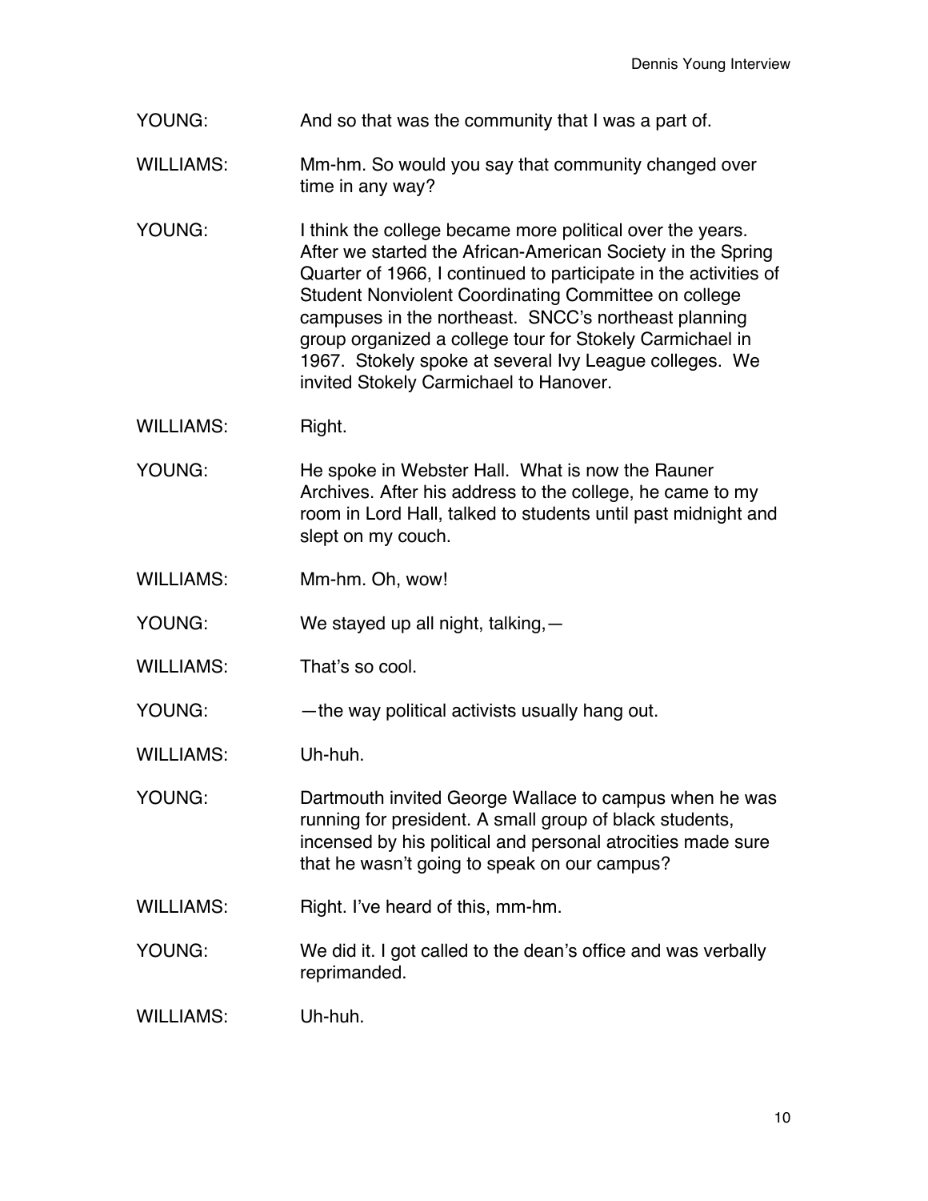YOUNG: And so that was the community that I was a part of.

WILLIAMS: Mm-hm. So would you say that community changed over time in any way?

YOUNG: I think the college became more political over the years. After we started the African-American Society in the Spring Quarter of 1966, I continued to participate in the activities of Student Nonviolent Coordinating Committee on college campuses in the northeast. SNCC's northeast planning group organized a college tour for Stokely Carmichael in 1967. Stokely spoke at several Ivy League colleges. We invited Stokely Carmichael to Hanover.

WILLIAMS: Right.

YOUNG: He spoke in Webster Hall. What is now the Rauner Archives. After his address to the college, he came to my room in Lord Hall, talked to students until past midnight and slept on my couch.

WILLIAMS: Mm-hm. Oh, wow!

YOUNG: We stayed up all night, talking,—

WILLIAMS: That's so cool.

YOUNG: —the way political activists usually hang out.

WILLIAMS: Uh-huh.

YOUNG: Dartmouth invited George Wallace to campus when he was running for president. A small group of black students, incensed by his political and personal atrocities made sure that he wasn't going to speak on our campus?

WILLIAMS: Right. I've heard of this, mm-hm.

YOUNG: We did it. I got called to the dean's office and was verbally reprimanded.

WILLIAMS: Uh-huh.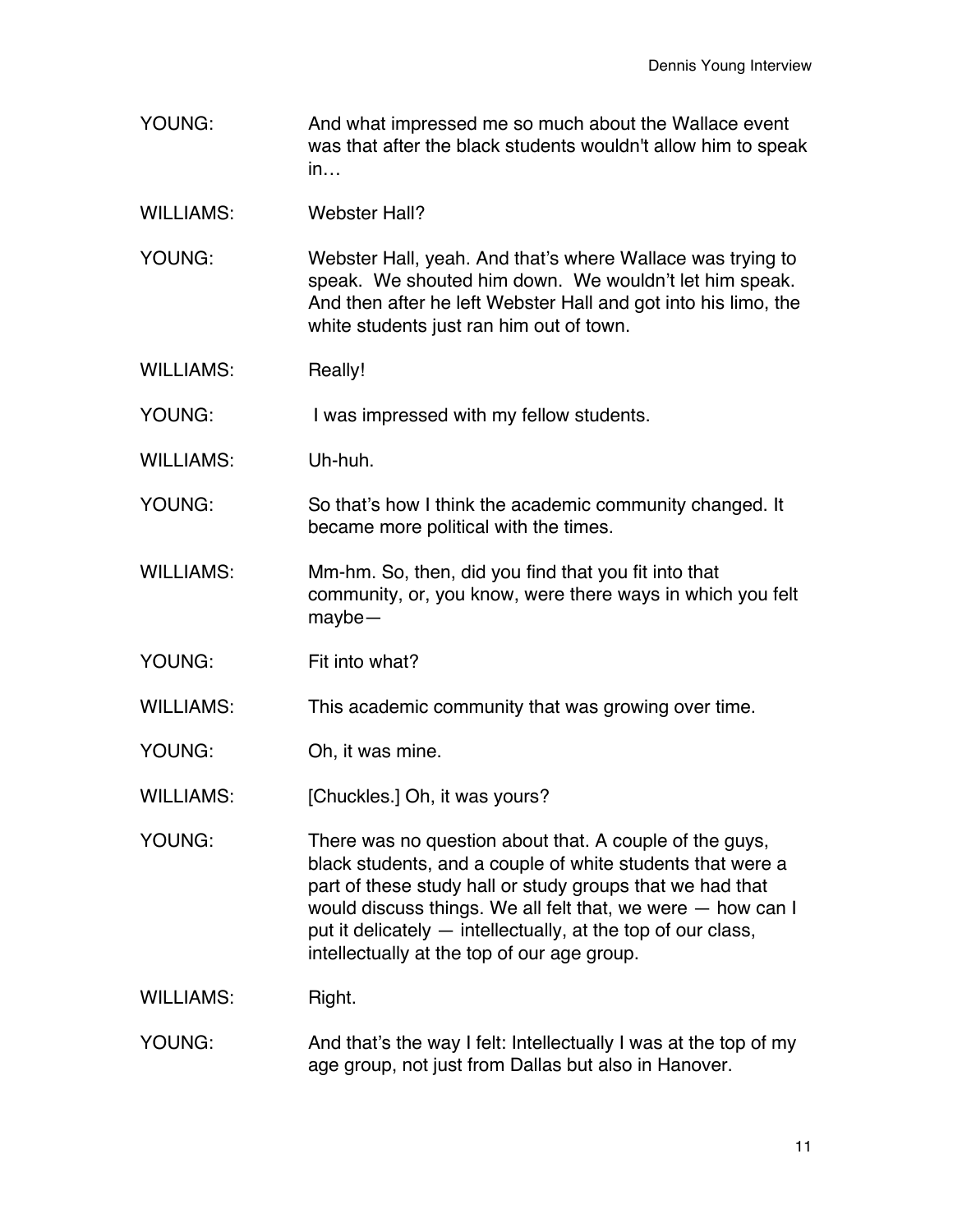YOUNG: And what impressed me so much about the Wallace event was that after the black students wouldn't allow him to speak in…

WILLIAMS: Webster Hall?

YOUNG: Webster Hall, yeah. And that's where Wallace was trying to speak. We shouted him down. We wouldn't let him speak. And then after he left Webster Hall and got into his limo, the white students just ran him out of town.

WILLIAMS: Really!

YOUNG: I was impressed with my fellow students.

WILLIAMS: Uh-huh.

YOUNG: So that's how I think the academic community changed. It became more political with the times.

WILLIAMS: Mm-hm. So, then, did you find that you fit into that community, or, you know, were there ways in which you felt maybe—

YOUNG: Fit into what?

WILLIAMS: This academic community that was growing over time.

YOUNG: Oh, it was mine.

WILLIAMS: [Chuckles.] Oh, it was yours?

YOUNG: There was no question about that. A couple of the guys, black students, and a couple of white students that were a part of these study hall or study groups that we had that would discuss things. We all felt that, we were — how can I put it delicately — intellectually, at the top of our class, intellectually at the top of our age group.

WILLIAMS: Right.

YOUNG: And that's the way I felt: Intellectually I was at the top of my age group, not just from Dallas but also in Hanover.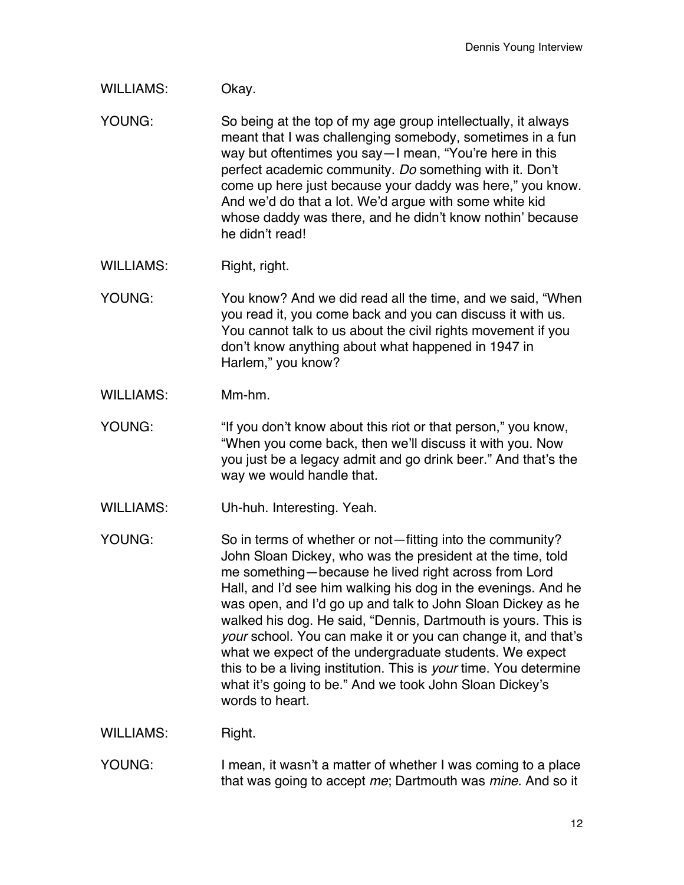WILLIAMS: Okay.

YOUNG: So being at the top of my age group intellectually, it always meant that I was challenging somebody, sometimes in a fun way but oftentimes you say—I mean, "You're here in this perfect academic community. *Do* something with it. Don't come up here just because your daddy was here," you know. And we'd do that a lot. We'd argue with some white kid whose daddy was there, and he didn't know nothin' because he didn't read!

WILLIAMS: Right, right.

YOUNG: You know? And we did read all the time, and we said, "When you read it, you come back and you can discuss it with us. You cannot talk to us about the civil rights movement if you don't know anything about what happened in 1947 in Harlem," you know?

WILLIAMS: Mm-hm.

YOUNG: "If you don't know about this riot or that person," you know, "When you come back, then we'll discuss it with you. Now you just be a legacy admit and go drink beer." And that's the way we would handle that.

WILLIAMS: Uh-huh. Interesting. Yeah.

YOUNG: So in terms of whether or not—fitting into the community? John Sloan Dickey, who was the president at the time, told me something—because he lived right across from Lord Hall, and I'd see him walking his dog in the evenings. And he was open, and I'd go up and talk to John Sloan Dickey as he walked his dog. He said, "Dennis, Dartmouth is yours. This is *your* school. You can make it or you can change it, and that's what we expect of the undergraduate students. We expect this to be a living institution. This is *your* time. You determine what it's going to be." And we took John Sloan Dickey's words to heart.

WILLIAMS: Right.

YOUNG: I mean, it wasn't a matter of whether I was coming to a place that was going to accept *me*; Dartmouth was *mine*. And so it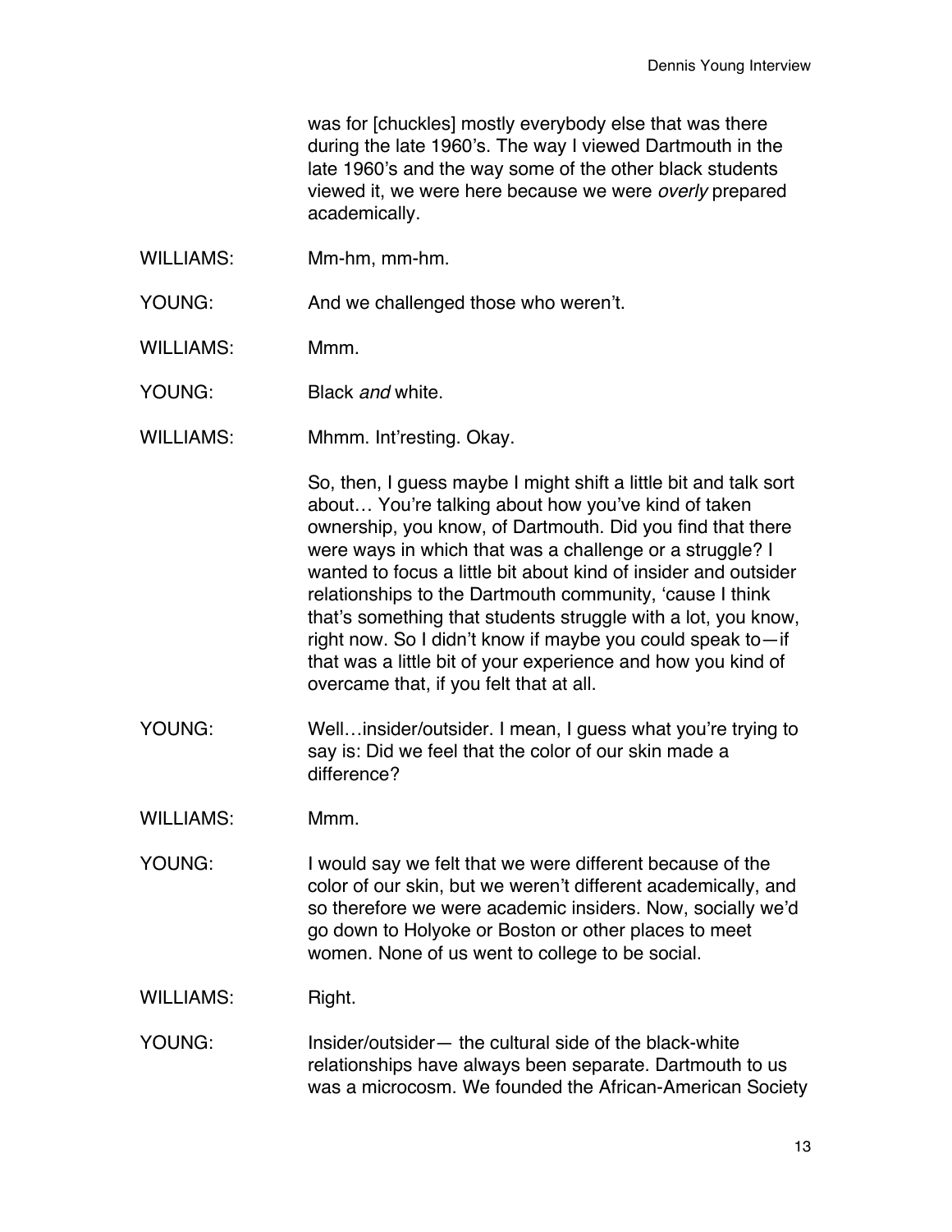was for [chuckles] mostly everybody else that was there during the late 1960's. The way I viewed Dartmouth in the late 1960's and the way some of the other black students viewed it, we were here because we were *overly* prepared academically.

WILLIAMS: Mm-hm, mm-hm.

YOUNG: And we challenged those who weren't.

WILLIAMS: Mmm.

YOUNG: Black *and* white.

WILLIAMS: Mhmm. Int'resting. Okay.

So, then, I guess maybe I might shift a little bit and talk sort about… You're talking about how you've kind of taken ownership, you know, of Dartmouth. Did you find that there were ways in which that was a challenge or a struggle? I wanted to focus a little bit about kind of insider and outsider relationships to the Dartmouth community, 'cause I think that's something that students struggle with a lot, you know, right now. So I didn't know if maybe you could speak to—if that was a little bit of your experience and how you kind of overcame that, if you felt that at all.

YOUNG: Well…insider/outsider. I mean, I guess what you're trying to say is: Did we feel that the color of our skin made a difference?

WILLIAMS: Mmm.

YOUNG: I would say we felt that we were different because of the color of our skin, but we weren't different academically, and so therefore we were academic insiders. Now, socially we'd go down to Holyoke or Boston or other places to meet women. None of us went to college to be social.

WILLIAMS: Right.

YOUNG: Insider/outsider— the cultural side of the black-white relationships have always been separate. Dartmouth to us was a microcosm. We founded the African-American Society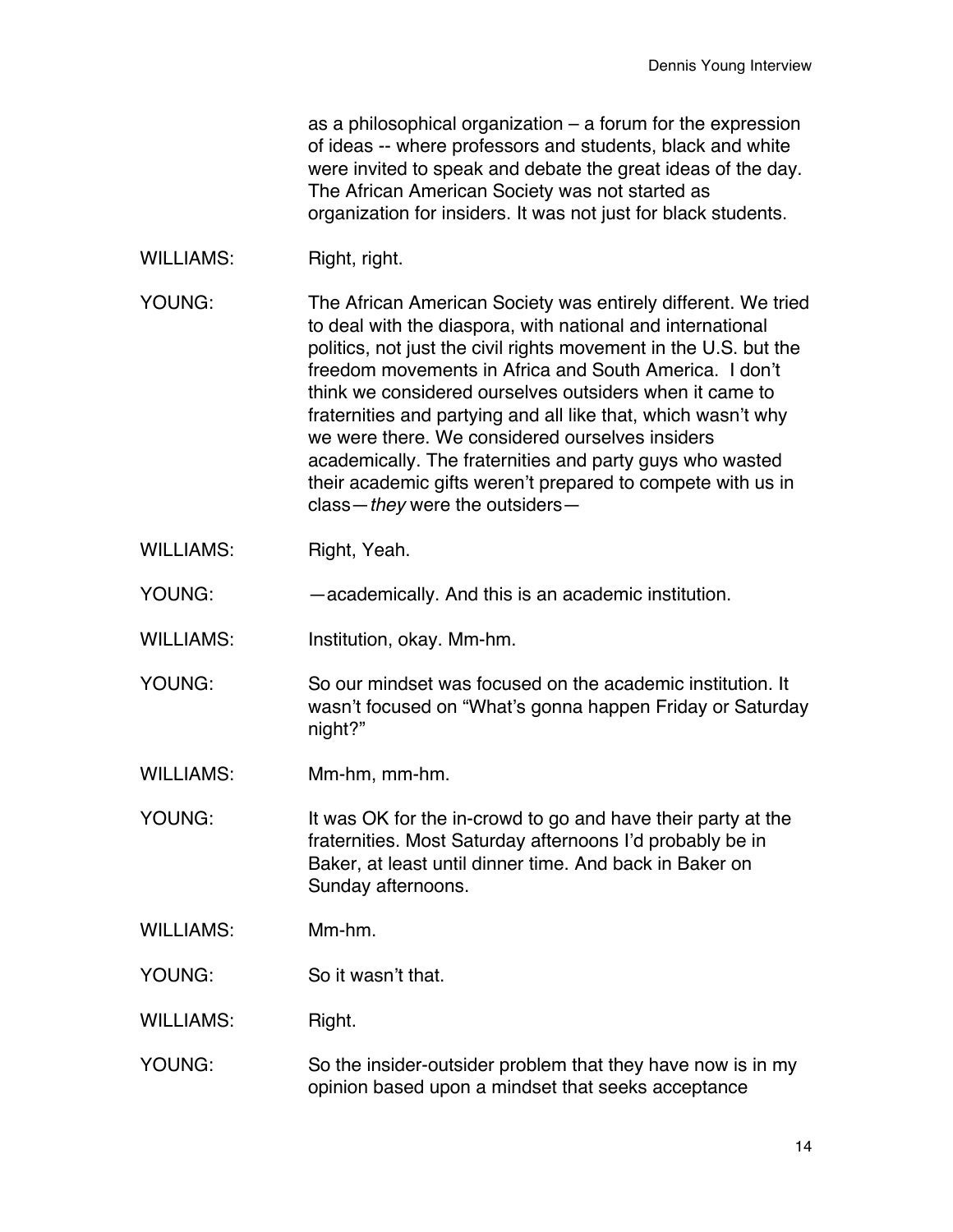as a philosophical organization – a forum for the expression of ideas -- where professors and students, black and white were invited to speak and debate the great ideas of the day. The African American Society was not started as organization for insiders. It was not just for black students.

WILLIAMS: Right, right.

YOUNG: The African American Society was entirely different. We tried to deal with the diaspora, with national and international politics, not just the civil rights movement in the U.S. but the freedom movements in Africa and South America. I don't think we considered ourselves outsiders when it came to fraternities and partying and all like that, which wasn't why we were there. We considered ourselves insiders academically. The fraternities and party guys who wasted their academic gifts weren't prepared to compete with us in class—*they* were the outsiders—

WILLIAMS: Right, Yeah.

YOUNG: —academically. And this is an academic institution.

WILLIAMS: Institution, okay. Mm-hm.

YOUNG: So our mindset was focused on the academic institution. It wasn't focused on "What's gonna happen Friday or Saturday night?"

WILLIAMS: Mm-hm, mm-hm.

YOUNG: It was OK for the in-crowd to go and have their party at the fraternities. Most Saturday afternoons I'd probably be in Baker, at least until dinner time. And back in Baker on Sunday afternoons.

WILLIAMS: Mm-hm.

YOUNG: So it wasn't that.

WILLIAMS: Right.

YOUNG: So the insider-outsider problem that they have now is in my opinion based upon a mindset that seeks acceptance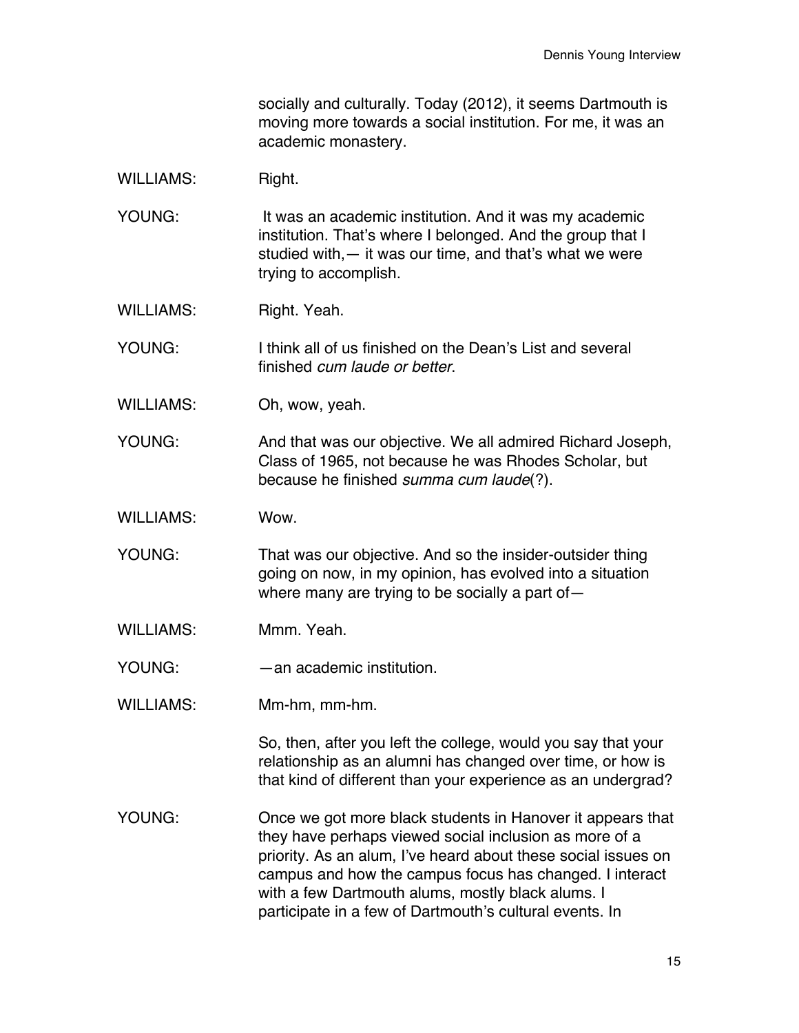socially and culturally. Today (2012), it seems Dartmouth is moving more towards a social institution. For me, it was an academic monastery.

WILLIAMS: Right.

YOUNG: It was an academic institution. And it was my academic institution. That's where I belonged. And the group that I studied with,— it was our time, and that's what we were trying to accomplish.

WILLIAMS: Right. Yeah.

YOUNG: I think all of us finished on the Dean's List and several finished *cum laude or better*.

WILLIAMS: Oh, wow, yeah.

YOUNG: And that was our objective. We all admired Richard Joseph, Class of 1965, not because he was Rhodes Scholar, but because he finished *summa cum laude*(?).

WILLIAMS: Wow.

YOUNG: That was our objective. And so the insider-outsider thing going on now, in my opinion, has evolved into a situation where many are trying to be socially a part of—

WILLIAMS: Mmm. Yeah.

YOUNG: —an academic institution.

WILLIAMS: Mm-hm, mm-hm.

So, then, after you left the college, would you say that your relationship as an alumni has changed over time, or how is that kind of different than your experience as an undergrad?

YOUNG: Once we got more black students in Hanover it appears that they have perhaps viewed social inclusion as more of a priority. As an alum, I've heard about these social issues on campus and how the campus focus has changed. I interact with a few Dartmouth alums, mostly black alums. I participate in a few of Dartmouth's cultural events. In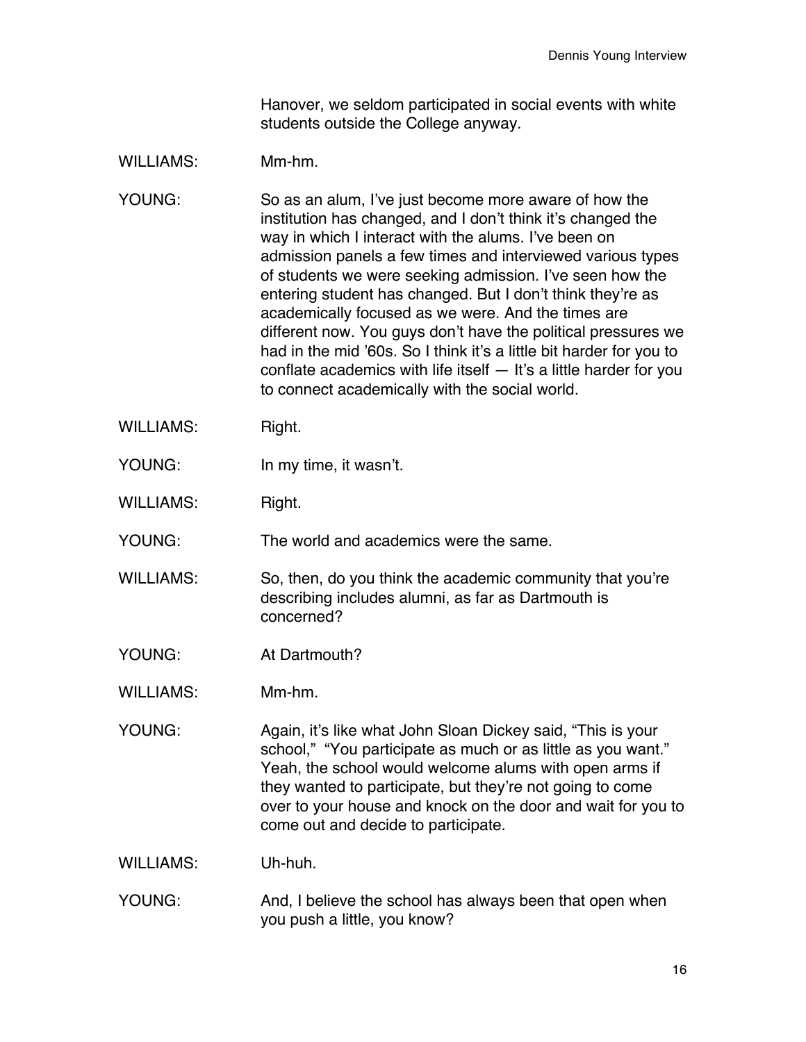Hanover, we seldom participated in social events with white students outside the College anyway.

WILLIAMS: Mm-hm.

YOUNG: So as an alum, I've just become more aware of how the institution has changed, and I don't think it's changed the way in which I interact with the alums. I've been on admission panels a few times and interviewed various types of students we were seeking admission. I've seen how the entering student has changed. But I don't think they're as academically focused as we were. And the times are different now. You guys don't have the political pressures we had in the mid '60s. So I think it's a little bit harder for you to conflate academics with life itself — It's a little harder for you to connect academically with the social world.

WILLIAMS: Right.

YOUNG: In my time, it wasn't.

WILLIAMS: Right.

YOUNG: The world and academics were the same.

WILLIAMS: So, then, do you think the academic community that you're describing includes alumni, as far as Dartmouth is concerned?

YOUNG: At Dartmouth?

WILLIAMS: Mm-hm.

YOUNG: Again, it's like what John Sloan Dickey said, "This is your school," "You participate as much or as little as you want." Yeah, the school would welcome alums with open arms if they wanted to participate, but they're not going to come over to your house and knock on the door and wait for you to come out and decide to participate.

WILLIAMS: Uh-huh.

YOUNG: And, I believe the school has always been that open when you push a little, you know?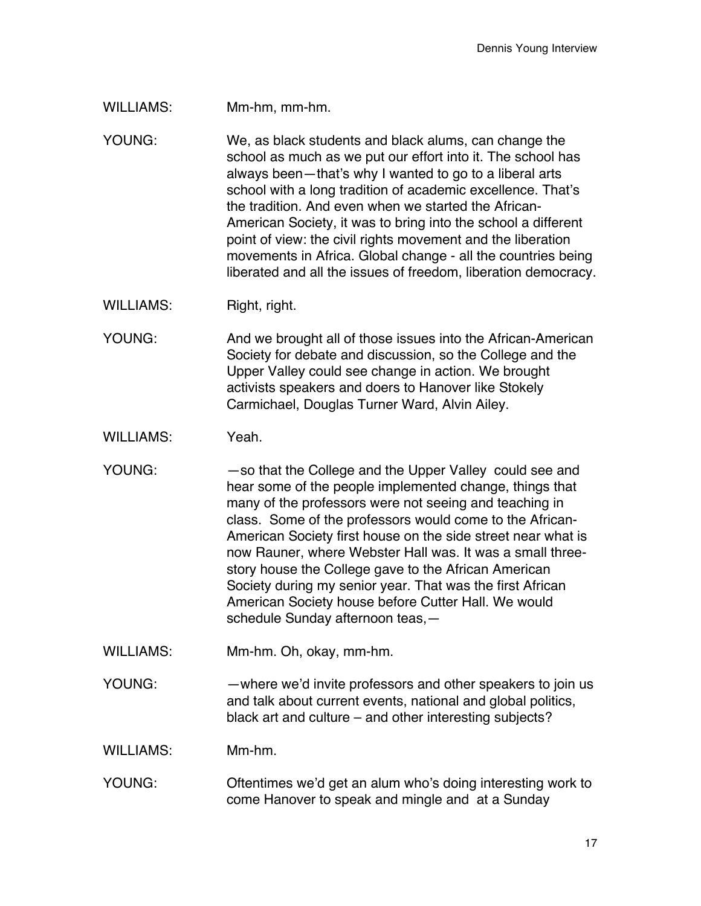WILLIAMS: Mm-hm, mm-hm.

YOUNG: We, as black students and black alums, can change the school as much as we put our effort into it. The school has always been—that's why I wanted to go to a liberal arts school with a long tradition of academic excellence. That's the tradition. And even when we started the African-American Society, it was to bring into the school a different point of view: the civil rights movement and the liberation movements in Africa. Global change - all the countries being liberated and all the issues of freedom, liberation democracy.

WILLIAMS: Right, right.

YOUNG: And we brought all of those issues into the African-American Society for debate and discussion, so the College and the Upper Valley could see change in action. We brought activists speakers and doers to Hanover like Stokely Carmichael, Douglas Turner Ward, Alvin Ailey.

WILLIAMS: Yeah.

YOUNG: —so that the College and the Upper Valley could see and hear some of the people implemented change, things that many of the professors were not seeing and teaching in class. Some of the professors would come to the African-American Society first house on the side street near what is now Rauner, where Webster Hall was. It was a small three-story house the College gave to the African American Society during my senior year. That was the first African American Society house before Cutter Hall. We would schedule Sunday afternoon teas,—

WILLIAMS: Mm-hm. Oh, okay, mm-hm.

YOUNG: —where we'd invite professors and other speakers to join us and talk about current events, national and global politics, black art and culture – and other interesting subjects?

WILLIAMS: Mm-hm.

YOUNG: Oftentimes we'd get an alum who's doing interesting work to come Hanover to speak and mingle and at a Sunday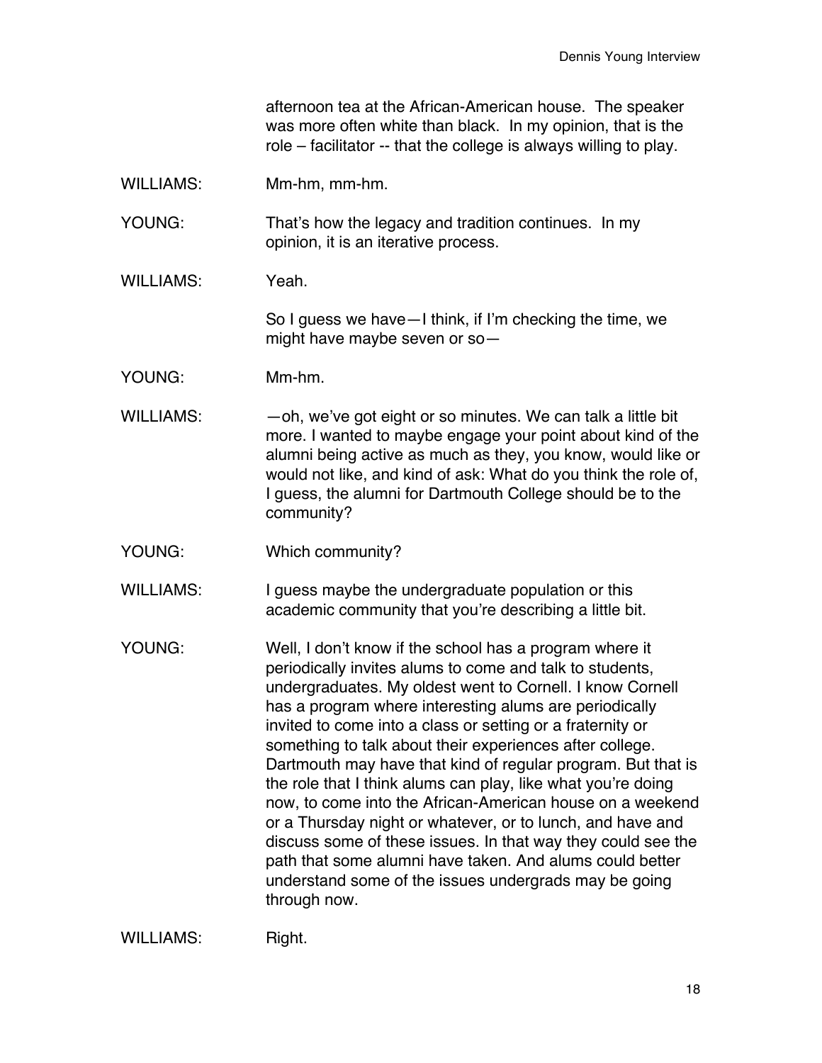afternoon tea at the African-American house. The speaker was more often white than black. In my opinion, that is the role – facilitator -- that the college is always willing to play.

WILLIAMS: Mm-hm, mm-hm.

YOUNG: That's how the legacy and tradition continues. In my opinion, it is an iterative process.

WILLIAMS: Yeah.

So I guess we have—I think, if I'm checking the time, we might have maybe seven or so—

YOUNG: Mm-hm.

WILLIAMS: —oh, we've got eight or so minutes. We can talk a little bit more. I wanted to maybe engage your point about kind of the alumni being active as much as they, you know, would like or would not like, and kind of ask: What do you think the role of, I guess, the alumni for Dartmouth College should be to the community?

YOUNG: Which community?

WILLIAMS: I guess maybe the undergraduate population or this academic community that you're describing a little bit.

YOUNG: Well, I don't know if the school has a program where it periodically invites alums to come and talk to students, undergraduates. My oldest went to Cornell. I know Cornell has a program where interesting alums are periodically invited to come into a class or setting or a fraternity or something to talk about their experiences after college. Dartmouth may have that kind of regular program. But that is the role that I think alums can play, like what you're doing now, to come into the African-American house on a weekend or a Thursday night or whatever, or to lunch, and have and discuss some of these issues. In that way they could see the path that some alumni have taken. And alums could better understand some of the issues undergrads may be going through now.

WILLIAMS: Right.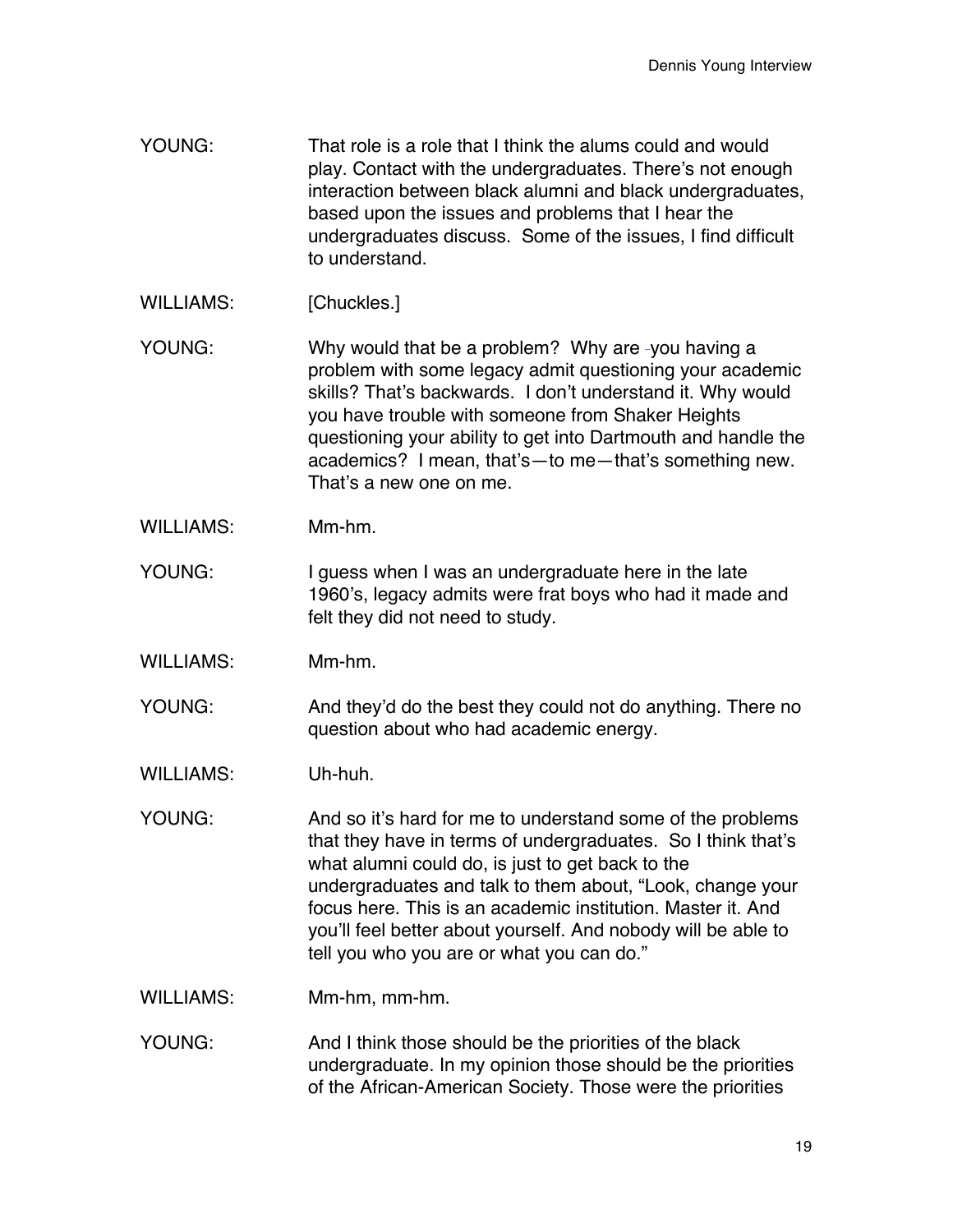YOUNG: That role is a role that I think the alums could and would play. Contact with the undergraduates. There's not enough interaction between black alumni and black undergraduates, based upon the issues and problems that I hear the undergraduates discuss. Some of the issues, I find difficult to understand.

WILLIAMS: [Chuckles.]

YOUNG: Why would that be a problem? Why are you having a problem with some legacy admit questioning your academic skills? That's backwards. I don't understand it. Why would you have trouble with someone from Shaker Heights questioning your ability to get into Dartmouth and handle the academics? I mean, that's—to me—that's something new. That's a new one on me.

WILLIAMS: Mm-hm.

YOUNG: I guess when I was an undergraduate here in the late 1960's, legacy admits were frat boys who had it made and felt they did not need to study.

WILLIAMS: Mm-hm.

YOUNG: And they'd do the best they could not do anything. There no question about who had academic energy.

WILLIAMS: Uh-huh.

YOUNG: And so it's hard for me to understand some of the problems that they have in terms of undergraduates. So I think that's what alumni could do, is just to get back to the undergraduates and talk to them about, "Look, change your focus here. This is an academic institution. Master it. And you'll feel better about yourself. And nobody will be able to tell you who you are or what you can do."

WILLIAMS: Mm-hm, mm-hm.

YOUNG: And I think those should be the priorities of the black undergraduate. In my opinion those should be the priorities of the African-American Society. Those were the priorities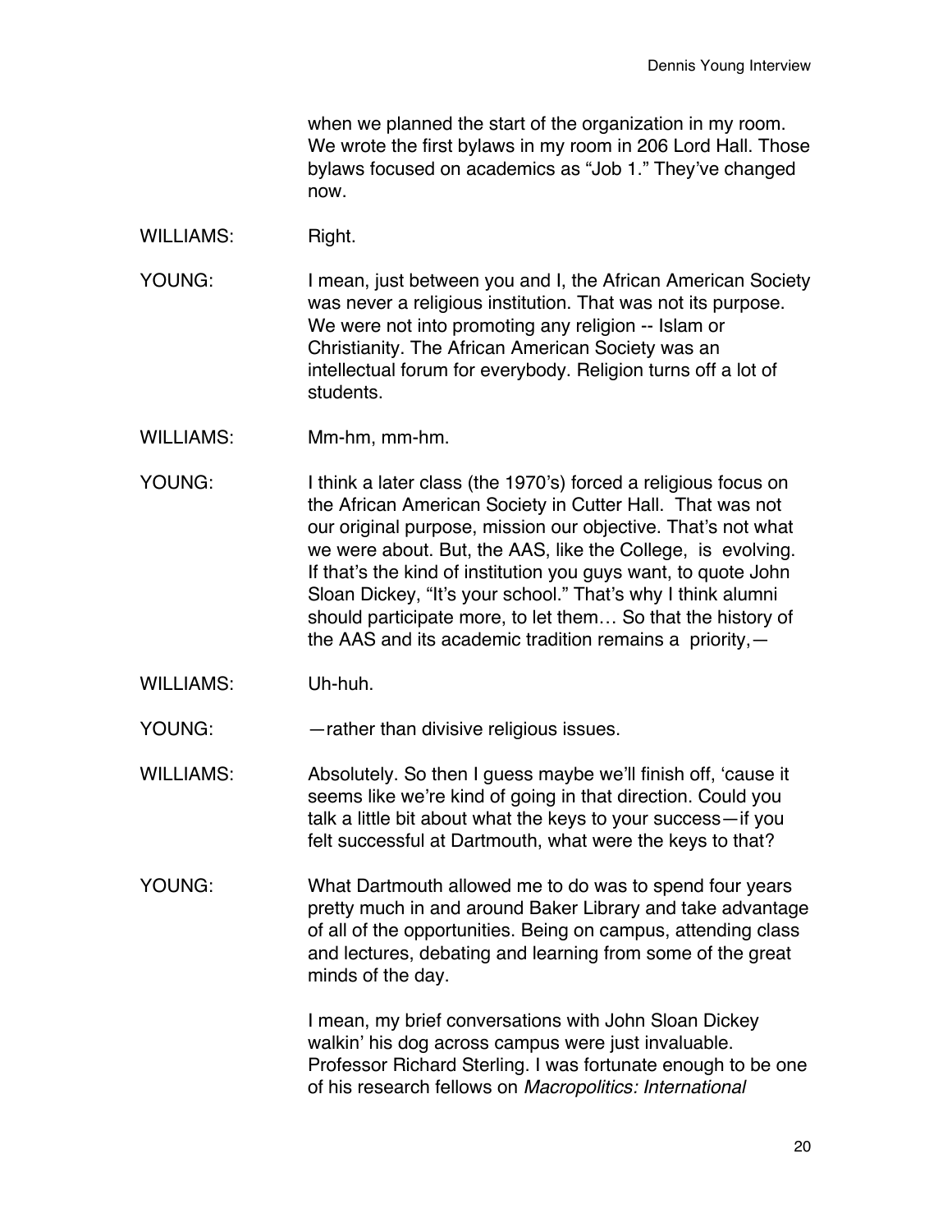when we planned the start of the organization in my room. We wrote the first bylaws in my room in 206 Lord Hall. Those bylaws focused on academics as "Job 1." They've changed now.

WILLIAMS: Right.

YOUNG: I mean, just between you and I, the African American Society was never a religious institution. That was not its purpose. We were not into promoting any religion -- Islam or Christianity. The African American Society was an intellectual forum for everybody. Religion turns off a lot of students.

WILLIAMS: Mm-hm, mm-hm.

YOUNG: I think a later class (the 1970's) forced a religious focus on the African American Society in Cutter Hall. That was not our original purpose, mission our objective. That's not what we were about. But, the AAS, like the College, is evolving. If that's the kind of institution you guys want, to quote John Sloan Dickey, "It's your school." That's why I think alumni should participate more, to let them… So that the history of the AAS and its academic tradition remains a priority,—

WILLIAMS: Uh-huh.

YOUNG: —rather than divisive religious issues.

WILLIAMS: Absolutely. So then I guess maybe we'll finish off, 'cause it seems like we're kind of going in that direction. Could you talk a little bit about what the keys to your success—if you felt successful at Dartmouth, what were the keys to that?

YOUNG: What Dartmouth allowed me to do was to spend four years pretty much in and around Baker Library and take advantage of all of the opportunities. Being on campus, attending class and lectures, debating and learning from some of the great minds of the day.

I mean, my brief conversations with John Sloan Dickey walkin' his dog across campus were just invaluable. Professor Richard Sterling. I was fortunate enough to be one of his research fellows on *Macropolitics: International*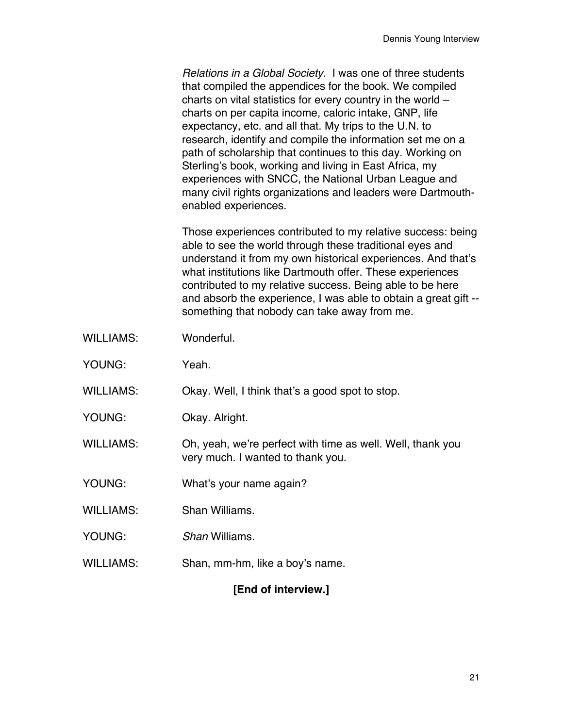*Relations in a Global Society*. I was one of three students that compiled the appendices for the book. We compiled charts on vital statistics for every country in the world – charts on per capita income, caloric intake, GNP, life expectancy, etc. and all that. My trips to the U.N. to research, identify and compile the information set me on a path of scholarship that continues to this day. Working on Sterling's book, working and living in East Africa, my experiences with SNCC, the National Urban League and many civil rights organizations and leaders were Dartmouth-enabled experiences.

Those experiences contributed to my relative success: being able to see the world through these traditional eyes and understand it from my own historical experiences. And that's what institutions like Dartmouth offer. These experiences contributed to my relative success. Being able to be here and absorb the experience, I was able to obtain a great gift -- something that nobody can take away from me.

WILLIAMS: Wonderful.

YOUNG: Yeah.

WILLIAMS: Okay. Well, I think that's a good spot to stop.

YOUNG: Okay. Alright.

WILLIAMS: Oh, yeah, we're perfect with time as well. Well, thank you very much. I wanted to thank you.

YOUNG: What's your name again?

WILLIAMS: Shan Williams.

YOUNG: *Shan* Williams.

WILLIAMS: Shan, mm-hm, like a boy's name.

**[End of interview.]**